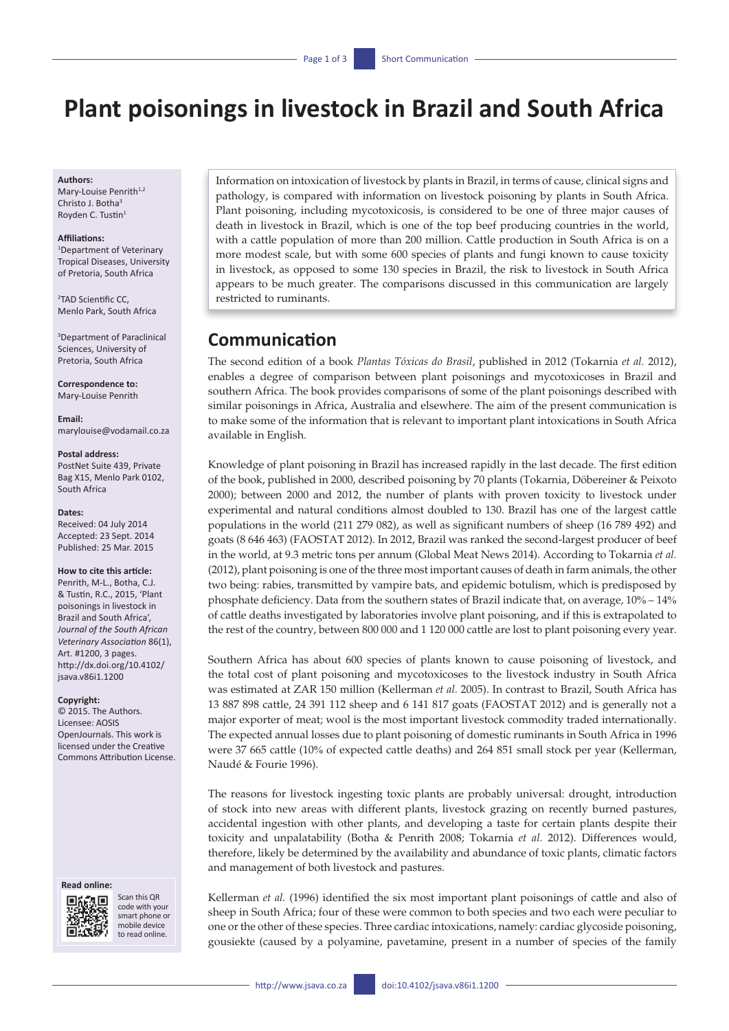# Plant poisonings in livestock in Brazil and South Africa

**Authors:**
Mary-Louise Penrith[1,2]
Christo J. Botha[3]
Royden C. Tustin[1]

**Affiliations:**
[1]Department of Veterinary Tropical Diseases, University of Pretoria, South Africa

[2]TAD Scientific CC, Menlo Park, South Africa

[3]Department of Paraclinical Sciences, University of Pretoria, South Africa

**Correspondence to:**
Mary-Louise Penrith

**Email:**
marylouise@vodamail.co.za

**Postal address:**
PostNet Suite 439, Private Bag X15, Menlo Park 0102, South Africa

**Dates:**
Received: 04 July 2014
Accepted: 23 Sept. 2014
Published: 25 Mar. 2015

**How to cite this article:**
Penrith, M-L., Botha, C.J. & Tustin, R.C., 2015, 'Plant poisonings in livestock in Brazil and South Africa', *Journal of the South African Veterinary Association* 86(1), Art. #1200, 3 pages. http://dx.doi.org/10.4102/jsava.v86i1.1200

**Copyright:**
© 2015. The Authors. Licensee: AOSIS OpenJournals. This work is licensed under the Creative Commons Attribution License.

**Read online:**
Scan this QR code with your smart phone or mobile device to read online.

Information on intoxication of livestock by plants in Brazil, in terms of cause, clinical signs and pathology, is compared with information on livestock poisoning by plants in South Africa. Plant poisoning, including mycotoxicosis, is considered to be one of three major causes of death in livestock in Brazil, which is one of the top beef producing countries in the world, with a cattle population of more than 200 million. Cattle production in South Africa is on a more modest scale, but with some 600 species of plants and fungi known to cause toxicity in livestock, as opposed to some 130 species in Brazil, the risk to livestock in South Africa appears to be much greater. The comparisons discussed in this communication are largely restricted to ruminants.

## Communication

The second edition of a book *Plantas Tóxicas do Brasil*, published in 2012 (Tokarnia *et al.* 2012), enables a degree of comparison between plant poisonings and mycotoxicoses in Brazil and southern Africa. The book provides comparisons of some of the plant poisonings described with similar poisonings in Africa, Australia and elsewhere. The aim of the present communication is to make some of the information that is relevant to important plant intoxications in South Africa available in English.

Knowledge of plant poisoning in Brazil has increased rapidly in the last decade. The first edition of the book, published in 2000, described poisoning by 70 plants (Tokarnia, Döbereiner & Peixoto 2000); between 2000 and 2012, the number of plants with proven toxicity to livestock under experimental and natural conditions almost doubled to 130. Brazil has one of the largest cattle populations in the world (211 279 082), as well as significant numbers of sheep (16 789 492) and goats (8 646 463) (FAOSTAT 2012). In 2012, Brazil was ranked the second-largest producer of beef in the world, at 9.3 metric tons per annum (Global Meat News 2014). According to Tokarnia *et al.* (2012), plant poisoning is one of the three most important causes of death in farm animals, the other two being: rabies, transmitted by vampire bats, and epidemic botulism, which is predisposed by phosphate deficiency. Data from the southern states of Brazil indicate that, on average, 10% – 14% of cattle deaths investigated by laboratories involve plant poisoning, and if this is extrapolated to the rest of the country, between 800 000 and 1 120 000 cattle are lost to plant poisoning every year.

Southern Africa has about 600 species of plants known to cause poisoning of livestock, and the total cost of plant poisoning and mycotoxicoses to the livestock industry in South Africa was estimated at ZAR 150 million (Kellerman *et al.* 2005). In contrast to Brazil, South Africa has 13 887 898 cattle, 24 391 112 sheep and 6 141 817 goats (FAOSTAT 2012) and is generally not a major exporter of meat; wool is the most important livestock commodity traded internationally. The expected annual losses due to plant poisoning of domestic ruminants in South Africa in 1996 were 37 665 cattle (10% of expected cattle deaths) and 264 851 small stock per year (Kellerman, Naudé & Fourie 1996).

The reasons for livestock ingesting toxic plants are probably universal: drought, introduction of stock into new areas with different plants, livestock grazing on recently burned pastures, accidental ingestion with other plants, and developing a taste for certain plants despite their toxicity and unpalatability (Botha & Penrith 2008; Tokarnia *et al.* 2012). Differences would, therefore, likely be determined by the availability and abundance of toxic plants, climatic factors and management of both livestock and pastures.

Kellerman *et al.* (1996) identified the six most important plant poisonings of cattle and also of sheep in South Africa; four of these were common to both species and two each were peculiar to one or the other of these species. Three cardiac intoxications, namely: cardiac glycoside poisoning, gousiekte (caused by a polyamine, pavetamine, present in a number of species of the family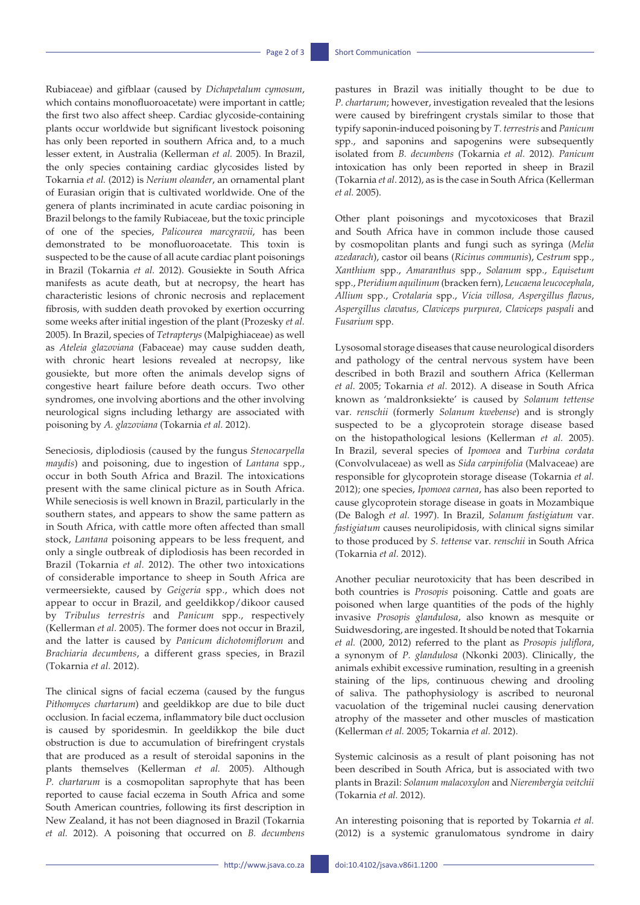Rubiaceae) and gifblaar (caused by *Dichapetalum cymosum*, which contains monofluoroacetate) were important in cattle; the first two also affect sheep. Cardiac glycoside-containing plants occur worldwide but significant livestock poisoning has only been reported in southern Africa and, to a much lesser extent, in Australia (Kellerman *et al.* 2005). In Brazil, the only species containing cardiac glycosides listed by Tokarnia *et al.* (2012) is *Nerium oleander*, an ornamental plant of Eurasian origin that is cultivated worldwide. One of the genera of plants incriminated in acute cardiac poisoning in Brazil belongs to the family Rubiaceae, but the toxic principle of one of the species, *Palicourea marcgravii*, has been demonstrated to be monofluoroacetate. This toxin is suspected to be the cause of all acute cardiac plant poisonings in Brazil (Tokarnia *et al.* 2012). Gousiekte in South Africa manifests as acute death, but at necropsy, the heart has characteristic lesions of chronic necrosis and replacement fibrosis, with sudden death provoked by exertion occurring some weeks after initial ingestion of the plant (Prozesky *et al.* 2005). In Brazil, species of *Tetrapterys* (Malpighiaceae) as well as *Ateleia glazoviana* (Fabaceae) may cause sudden death, with chronic heart lesions revealed at necropsy, like gousiekte, but more often the animals develop signs of congestive heart failure before death occurs. Two other syndromes, one involving abortions and the other involving neurological signs including lethargy are associated with poisoning by *A. glazoviana* (Tokarnia *et al.* 2012).

Seneciosis, diplodiosis (caused by the fungus *Stenocarpella maydis*) and poisoning, due to ingestion of *Lantana* spp., occur in both South Africa and Brazil. The intoxications present with the same clinical picture as in South Africa. While seneciosis is well known in Brazil, particularly in the southern states, and appears to show the same pattern as in South Africa, with cattle more often affected than small stock, *Lantana* poisoning appears to be less frequent, and only a single outbreak of diplodiosis has been recorded in Brazil (Tokarnia *et al.* 2012). The other two intoxications of considerable importance to sheep in South Africa are vermeersiekte, caused by *Geigeria* spp., which does not appear to occur in Brazil, and geeldikkop/dikoor caused by *Tribulus terrestris* and *Panicum* spp., respectively (Kellerman *et al.* 2005). The former does not occur in Brazil, and the latter is caused by *Panicum dichotomiflorum* and *Brachiaria decumbens*, a different grass species, in Brazil (Tokarnia *et al.* 2012).

The clinical signs of facial eczema (caused by the fungus *Pithomyces chartarum*) and geeldikkop are due to bile duct occlusion. In facial eczema, inflammatory bile duct occlusion is caused by sporidesmin. In geeldikkop the bile duct obstruction is due to accumulation of birefringent crystals that are produced as a result of steroidal saponins in the plants themselves (Kellerman *et al.* 2005). Although *P. chartarum* is a cosmopolitan saprophyte that has been reported to cause facial eczema in South Africa and some South American countries, following its first description in New Zealand, it has not been diagnosed in Brazil (Tokarnia *et al.* 2012). A poisoning that occurred on *B. decumbens* pastures in Brazil was initially thought to be due to *P. chartarum*; however, investigation revealed that the lesions were caused by birefringent crystals similar to those that typify saponin-induced poisoning by *T. terrestris* and *Panicum* spp., and saponins and sapogenins were subsequently isolated from *B. decumbens* (Tokarnia *et al.* 2012)*. Panicum* intoxication has only been reported in sheep in Brazil (Tokarnia *et al.* 2012), as is the case in South Africa (Kellerman *et al.* 2005).

Other plant poisonings and mycotoxicoses that Brazil and South Africa have in common include those caused by cosmopolitan plants and fungi such as syringa (*Melia azedarach*), castor oil beans (*Ricinus communis*), *Cestrum* spp., *Xanthium* spp., *Amaranthus* spp., *Solanum* spp., *Equisetum* spp., *Pteridium aquilinum* (bracken fern), *Leucaena leucocephala*, *Allium* spp., *Crotalaria* spp., *Vicia villosa, Aspergillus flavus*, *Aspergillus clavatus, Claviceps purpurea, Claviceps paspali* and *Fusarium* spp.

Lysosomal storage diseases that cause neurological disorders and pathology of the central nervous system have been described in both Brazil and southern Africa (Kellerman *et al.* 2005; Tokarnia *et al.* 2012). A disease in South Africa known as 'maldronksiekte' is caused by *Solanum tettense* var. *renschii* (formerly *Solanum kwebense*) and is strongly suspected to be a glycoprotein storage disease based on the histopathological lesions (Kellerman *et al.* 2005). In Brazil, several species of *Ipomoea* and *Turbina cordata* (Convolvulaceae) as well as *Sida carpinifolia* (Malvaceae) are responsible for glycoprotein storage disease (Tokarnia *et al.* 2012); one species, *Ipomoea carnea*, has also been reported to cause glycoprotein storage disease in goats in Mozambique (De Balogh *et al.* 1997). In Brazil, *Solanum fastigiatum* var. *fastigiatum* causes neurolipidosis, with clinical signs similar to those produced by *S. tettense* var. *renschii* in South Africa (Tokarnia *et al.* 2012).

Another peculiar neurotoxicity that has been described in both countries is *Prosopis* poisoning. Cattle and goats are poisoned when large quantities of the pods of the highly invasive *Prosopis glandulosa*, also known as mesquite or Suidwesdoring, are ingested. It should be noted that Tokarnia *et al.* (2000, 2012) referred to the plant as *Prosopis juliflora*, a synonym of *P. glandulosa* (Nkonki 2003). Clinically, the animals exhibit excessive rumination, resulting in a greenish staining of the lips, continuous chewing and drooling of saliva. The pathophysiology is ascribed to neuronal vacuolation of the trigeminal nuclei causing denervation atrophy of the masseter and other muscles of mastication (Kellerman *et al.* 2005; Tokarnia *et al.* 2012).

Systemic calcinosis as a result of plant poisoning has not been described in South Africa, but is associated with two plants in Brazil: *Solanum malacoxylon* and *Nierembergia veitchii* (Tokarnia *et al.* 2012).

An interesting poisoning that is reported by Tokarnia *et al.* (2012) is a systemic granulomatous syndrome in dairy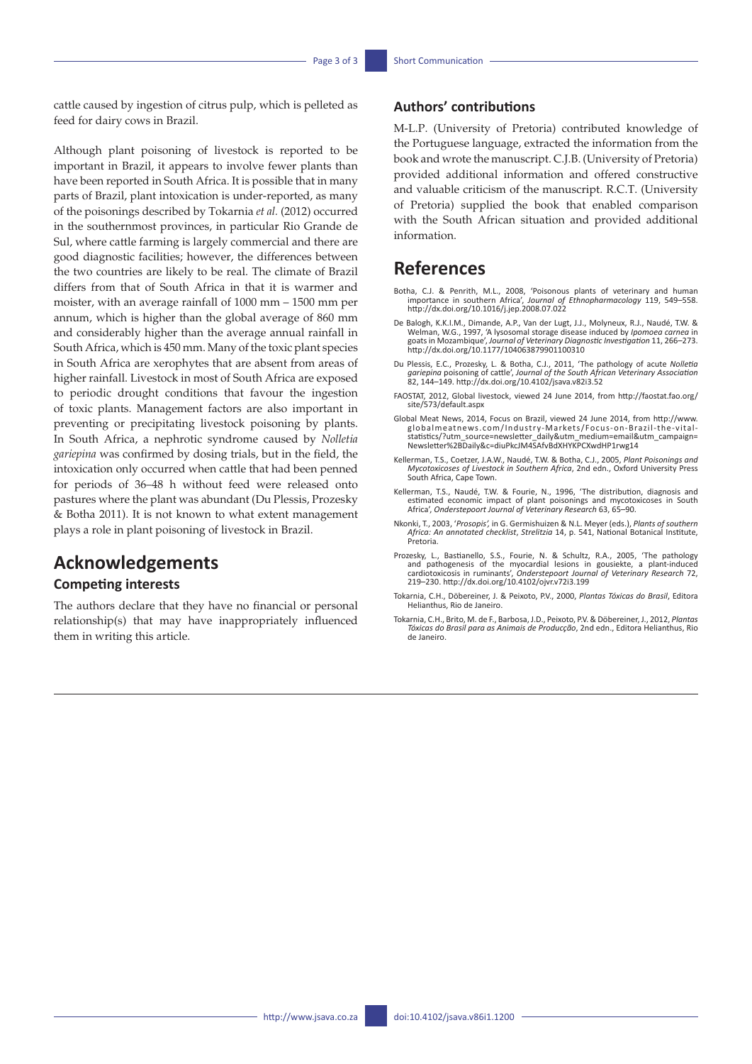cattle caused by ingestion of citrus pulp, which is pelleted as feed for dairy cows in Brazil.

Although plant poisoning of livestock is reported to be important in Brazil, it appears to involve fewer plants than have been reported in South Africa. It is possible that in many parts of Brazil, plant intoxication is under-reported, as many of the poisonings described by Tokarnia *et al.* (2012) occurred in the southernmost provinces, in particular Rio Grande de Sul, where cattle farming is largely commercial and there are good diagnostic facilities; however, the differences between the two countries are likely to be real. The climate of Brazil differs from that of South Africa in that it is warmer and moister, with an average rainfall of 1000 mm – 1500 mm per annum, which is higher than the global average of 860 mm and considerably higher than the average annual rainfall in South Africa, which is 450 mm. Many of the toxic plant species in South Africa are xerophytes that are absent from areas of higher rainfall. Livestock in most of South Africa are exposed to periodic drought conditions that favour the ingestion of toxic plants. Management factors are also important in preventing or precipitating livestock poisoning by plants. In South Africa, a nephrotic syndrome caused by *Nolletia gariepina* was confirmed by dosing trials, but in the field, the intoxication only occurred when cattle that had been penned for periods of 36–48 h without feed were released onto pastures where the plant was abundant (Du Plessis, Prozesky & Botha 2011). It is not known to what extent management plays a role in plant poisoning of livestock in Brazil.

# Acknowledgements

## Competing interests

The authors declare that they have no financial or personal relationship(s) that may have inappropriately influenced them in writing this article.

## Authors' contributions

M-L.P. (University of Pretoria) contributed knowledge of the Portuguese language, extracted the information from the book and wrote the manuscript. C.J.B. (University of Pretoria) provided additional information and offered constructive and valuable criticism of the manuscript. R.C.T. (University of Pretoria) supplied the book that enabled comparison with the South African situation and provided additional information.

# References

Botha, C.J. & Penrith, M.L., 2008, 'Poisonous plants of veterinary and human importance in southern Africa', *Journal of Ethnopharmacology* 119, 549–558. http://dx.doi.org/10.1016/j.jep.2008.07.022

De Balogh, K.K.I.M., Dimande, A.P., Van der Lugt, J.J., Molyneux, R.J., Naudé, T.W. & Welman, W.G., 1997, 'A lysosomal storage disease induced by *Ipomoea carnea* in goats in Mozambique', *Journal of Veterinary Diagnostic Investigation* 11, 266–273. http://dx.doi.org/10.1177/104063879901100310

Du Plessis, E.C., Prozesky, L. & Botha, C.J., 2011, 'The pathology of acute *Nolletia gariepina* poisoning of cattle', *Journal of the South African Veterinary Association* 82, 144–149. http://dx.doi.org/10.4102/jsava.v82i3.52

FAOSTAT, 2012, Global livestock, viewed 24 June 2014, from http://faostat.fao.org/site/573/default.aspx

Global Meat News, 2014, Focus on Brazil, viewed 24 June 2014, from http://www.globalmeatnews.com/Industry-Markets/Focus-on-Brazil-the-vital-statistics/?utm_source=newsletter_daily&utm_medium=email&utm_campaign=Newsletter%2BDaily&c=diuPkcJM4SAfvBdXHYKPCXwdHP1rwg14

Kellerman, T.S., Coetzer, J.A.W., Naudé, T.W. & Botha, C.J., 2005, *Plant Poisonings and Mycotoxicoses of Livestock in Southern Africa*, 2nd edn., Oxford University Press South Africa, Cape Town.

Kellerman, T.S., Naudé, T.W. & Fourie, N., 1996, 'The distribution, diagnosis and estimated economic impact of plant poisonings and mycotoxicoses in South Africa', *Onderstepoort Journal of Veterinary Research* 63, 65–90.

Nkonki, T., 2003, '*Prosopis*', in G. Germishuizen & N.L. Meyer (eds.), *Plants of southern Africa: An annotated checklist*, *Strelitzia* 14, p. 541, National Botanical Institute, Pretoria.

Prozesky, L., Bastianello, S.S., Fourie, N. & Schultz, R.A., 2005, 'The pathology and pathogenesis of the myocardial lesions in gousiekte, a plant-induced cardiotoxicosis in ruminants', *Onderstepoort Journal of Veterinary Research* 72, 219–230. http://dx.doi.org/10.4102/ojvr.v72i3.199

Tokarnia, C.H., Döbereiner, J. & Peixoto, P.V., 2000, *Plantas Tóxicas do Brasil*, Editora Helianthus, Rio de Janeiro.

Tokarnia, C.H., Brito, M. de F., Barbosa, J.D., Peixoto, P.V. & Döbereiner, J., 2012, *Plantas Tóxicas do Brasil para as Animais de Producção*, 2nd edn., Editora Helianthus, Rio de Janeiro.